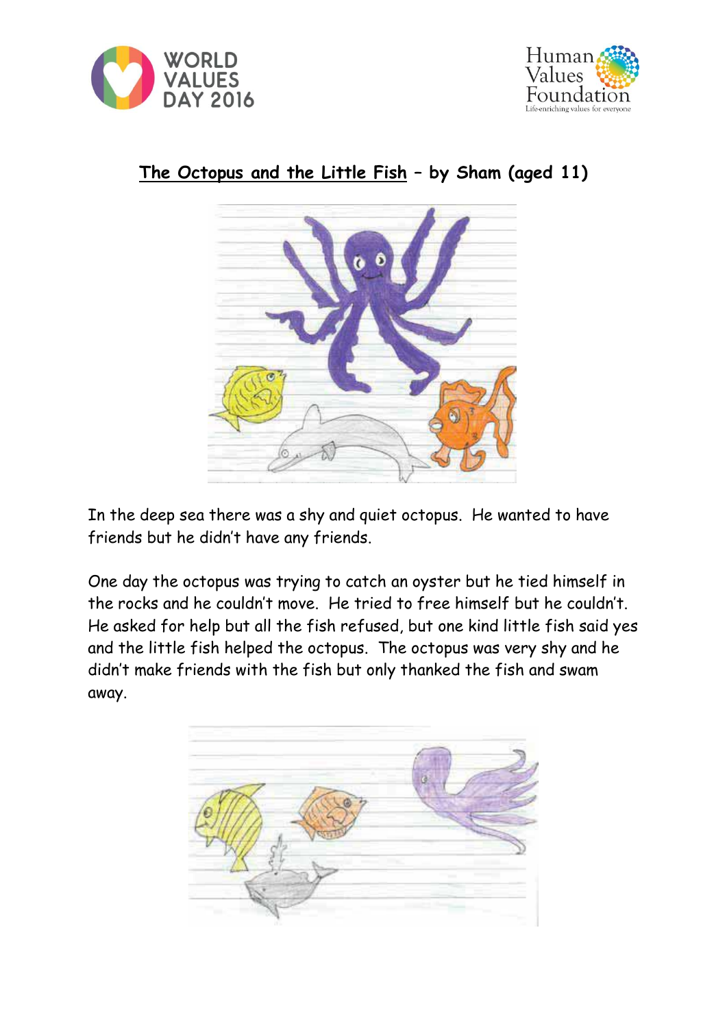WORLD VALUES DAY 2016

Human Values Foundation
Life-enriching values for everyone

## The Octopus and the Little Fish – by Sham (aged 11)

In the deep sea there was a shy and quiet octopus. He wanted to have friends but he didn't have any friends.

One day the octopus was trying to catch an oyster but he tied himself in the rocks and he couldn't move. He tried to free himself but he couldn't. He asked for help but all the fish refused, but one kind little fish said yes and the little fish helped the octopus. The octopus was very shy and he didn't make friends with the fish but only thanked the fish and swam away.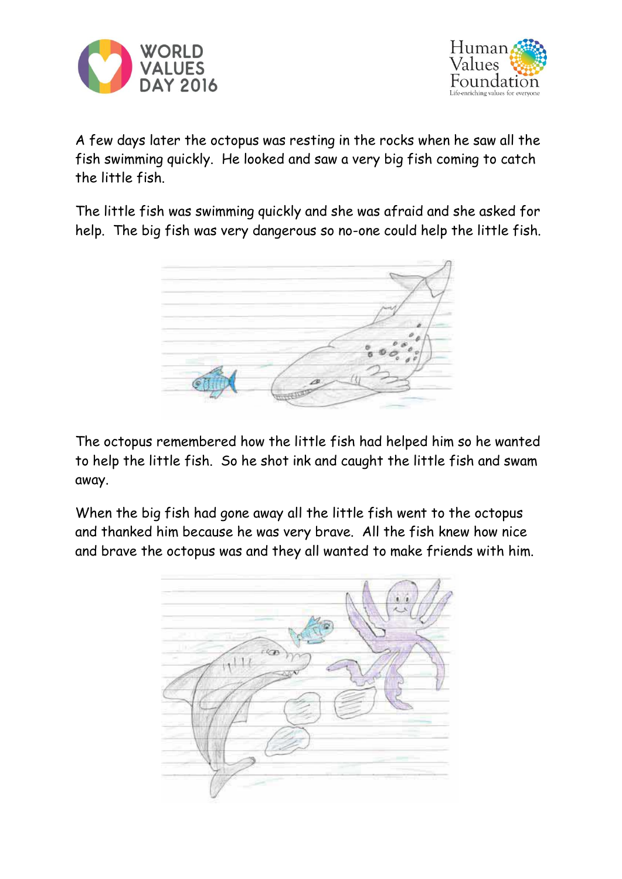A few days later the octopus was resting in the rocks when he saw all the fish swimming quickly. He looked and saw a very big fish coming to catch the little fish.

The little fish was swimming quickly and she was afraid and she asked for help. The big fish was very dangerous so no-one could help the little fish.

The octopus remembered how the little fish had helped him so he wanted to help the little fish. So he shot ink and caught the little fish and swam away.

When the big fish had gone away all the little fish went to the octopus and thanked him because he was very brave. All the fish knew how nice and brave the octopus was and they all wanted to make friends with him.